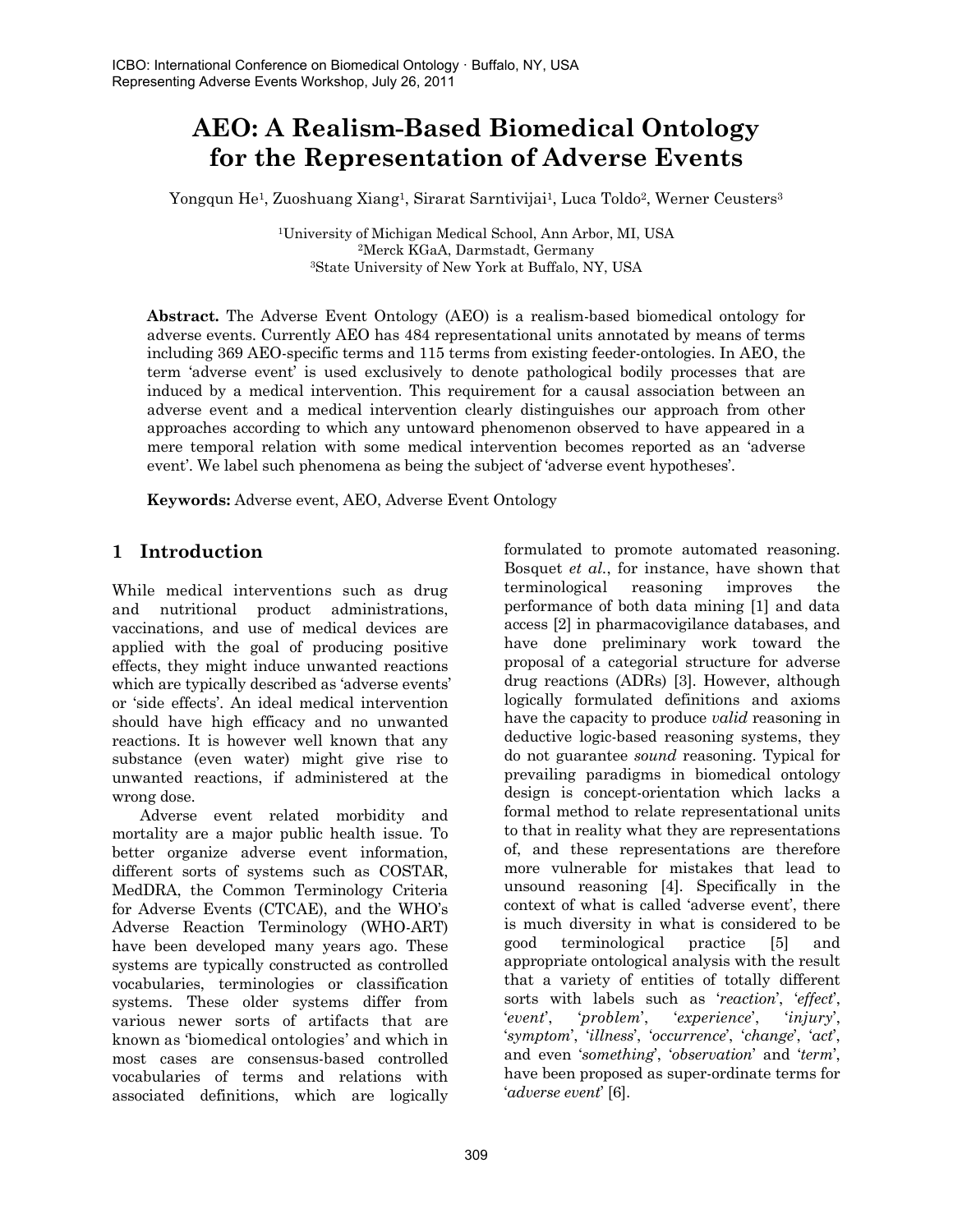# AEO: A Realism-Based Biomedical Ontology for the Representation of Adverse Events

Yongqun He[1], Zuoshuang Xiang[1], Sirarat Sarntivijai[1], Luca Toldo[2], Werner Ceusters[3]

[1]University of Michigan Medical School, Ann Arbor, MI, USA
[2]Merck KGaA, Darmstadt, Germany
[3]State University of New York at Buffalo, NY, USA

**Abstract.** The Adverse Event Ontology (AEO) is a realism-based biomedical ontology for adverse events. Currently AEO has 484 representational units annotated by means of terms including 369 AEO-specific terms and 115 terms from existing feeder-ontologies. In AEO, the term 'adverse event' is used exclusively to denote pathological bodily processes that are induced by a medical intervention. This requirement for a causal association between an adverse event and a medical intervention clearly distinguishes our approach from other approaches according to which any untoward phenomenon observed to have appeared in a mere temporal relation with some medical intervention becomes reported as an 'adverse event'. We label such phenomena as being the subject of 'adverse event hypotheses'.

**Keywords:** Adverse event, AEO, Adverse Event Ontology

## 1 Introduction

While medical interventions such as drug and nutritional product administrations, vaccinations, and use of medical devices are applied with the goal of producing positive effects, they might induce unwanted reactions which are typically described as 'adverse events' or 'side effects'. An ideal medical intervention should have high efficacy and no unwanted reactions. It is however well known that any substance (even water) might give rise to unwanted reactions, if administered at the wrong dose.

Adverse event related morbidity and mortality are a major public health issue. To better organize adverse event information, different sorts of systems such as COSTAR, MedDRA, the Common Terminology Criteria for Adverse Events (CTCAE), and the WHO's Adverse Reaction Terminology (WHO-ART) have been developed many years ago. These systems are typically constructed as controlled vocabularies, terminologies or classification systems. These older systems differ from various newer sorts of artifacts that are known as 'biomedical ontologies' and which in most cases are consensus-based controlled vocabularies of terms and relations with associated definitions, which are logically formulated to promote automated reasoning. Bosquet *et al.*, for instance, have shown that terminological reasoning improves the performance of both data mining [1] and data access [2] in pharmacovigilance databases, and have done preliminary work toward the proposal of a categorial structure for adverse drug reactions (ADRs) [3]. However, although logically formulated definitions and axioms have the capacity to produce *valid* reasoning in deductive logic-based reasoning systems, they do not guarantee *sound* reasoning. Typical for prevailing paradigms in biomedical ontology design is concept-orientation which lacks a formal method to relate representational units to that in reality what they are representations of, and these representations are therefore more vulnerable for mistakes that lead to unsound reasoning [4]. Specifically in the context of what is called 'adverse event', there is much diversity in what is considered to be good terminological practice [5] and appropriate ontological analysis with the result that a variety of entities of totally different sorts with labels such as '*reaction*', '*effect*', '*event*', '*problem*', '*experience*', '*injury*', '*symptom*', '*illness*', '*occurrence*', '*change*', '*act*', and even '*something*', '*observation*' and '*term*', have been proposed as super-ordinate terms for '*adverse event*' [6].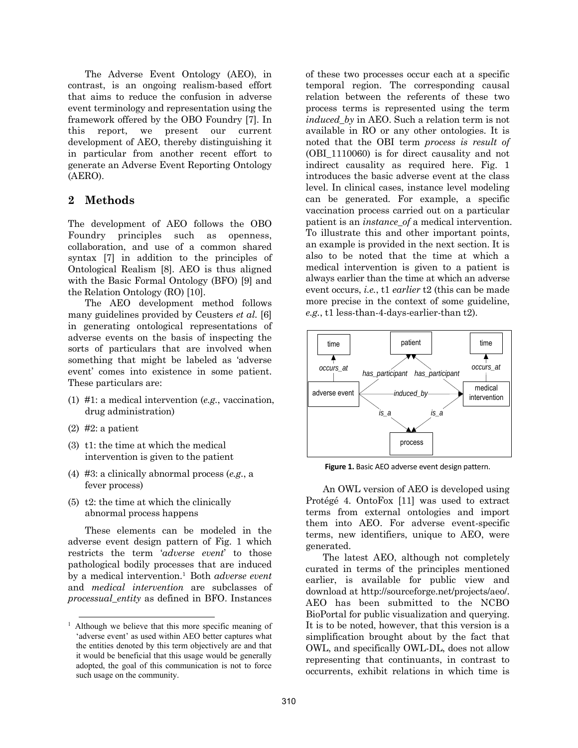The Adverse Event Ontology (AEO), in contrast, is an ongoing realism-based effort that aims to reduce the confusion in adverse event terminology and representation using the framework offered by the OBO Foundry [7]. In this report, we present our current development of AEO, thereby distinguishing it in particular from another recent effort to generate an Adverse Event Reporting Ontology (AERO).

## 2 Methods

The development of AEO follows the OBO Foundry principles such as openness, collaboration, and use of a common shared syntax [7] in addition to the principles of Ontological Realism [8]. AEO is thus aligned with the Basic Formal Ontology (BFO) [9] and the Relation Ontology (RO) [10].

The AEO development method follows many guidelines provided by Ceusters *et al.* [6] in generating ontological representations of adverse events on the basis of inspecting the sorts of particulars that are involved when something that might be labeled as 'adverse event' comes into existence in some patient. These particulars are:

1. #1: a medical intervention (*e.g.*, vaccination, drug administration)
2. #2: a patient
3. t1: the time at which the medical intervention is given to the patient
4. #3: a clinically abnormal process (*e.g.*, a fever process)
5. t2: the time at which the clinically abnormal process happens

These elements can be modeled in the adverse event design pattern of Fig. 1 which restricts the term '*adverse event*' to those pathological bodily processes that are induced by a medical intervention.[1] Both *adverse event* and *medical intervention* are subclasses of *processual_entity* as defined in BFO. Instances of these two processes occur each at a specific temporal region. The corresponding causal relation between the referents of these two process terms is represented using the term *induced_by* in AEO. Such a relation term is not available in RO or any other ontologies. It is noted that the OBI term *process is result of* (OBI_1110060) is for direct causality and not indirect causality as required here. Fig. 1 introduces the basic adverse event at the class level. In clinical cases, instance level modeling can be generated. For example, a specific vaccination process carried out on a particular patient is an *instance_of* a medical intervention. To illustrate this and other important points, an example is provided in the next section. It is also to be noted that the time at which a medical intervention is given to a patient is always earlier than the time at which an adverse event occurs, *i.e.*, t1 *earlier* t2 (this can be made more precise in the context of some guideline, *e.g.*, t1 less-than-4-days-earlier-than t2).

**Figure 1.** Basic AEO adverse event design pattern.

An OWL version of AEO is developed using Protégé 4. OntoFox [11] was used to extract terms from external ontologies and import them into AEO. For adverse event-specific terms, new identifiers, unique to AEO, were generated.

The latest AEO, although not completely curated in terms of the principles mentioned earlier, is available for public view and download at http://sourceforge.net/projects/aeo/. AEO has been submitted to the NCBO BioPortal for public visualization and querying. It is to be noted, however, that this version is a simplification brought about by the fact that OWL, and specifically OWL-DL, does not allow representing that continuants, in contrast to occurrents, exhibit relations in which time is

[1] Although we believe that this more specific meaning of 'adverse event' as used within AEO better captures what the entities denoted by this term objectively are and that it would be beneficial that this usage would be generally adopted, the goal of this communication is not to force such usage on the community.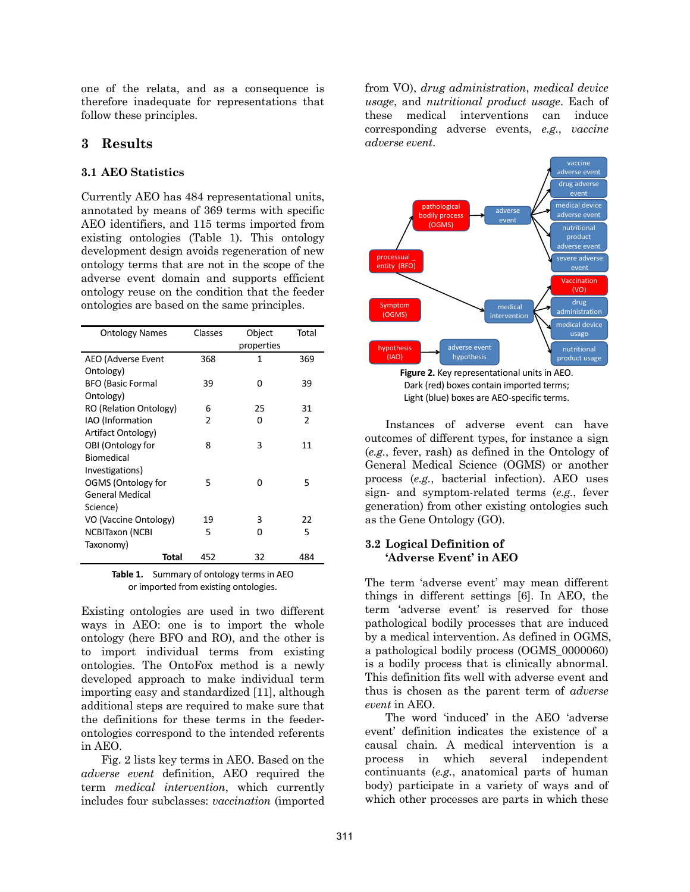one of the relata, and as a consequence is therefore inadequate for representations that follow these principles.

## 3 Results

### 3.1 AEO Statistics

Currently AEO has 484 representational units, annotated by means of 369 terms with specific AEO identifiers, and 115 terms imported from existing ontologies (Table 1). This ontology development design avoids regeneration of new ontology terms that are not in the scope of the adverse event domain and supports efficient ontology reuse on the condition that the feeder ontologies are based on the same principles.

| Ontology Names | Classes | Object properties | Total |
|---|---|---|---|
| AEO (Adverse Event Ontology) | 368 | 1 | 369 |
| BFO (Basic Formal Ontology) | 39 | 0 | 39 |
| RO (Relation Ontology) | 6 | 25 | 31 |
| IAO (Information Artifact Ontology) | 2 | 0 | 2 |
| OBI (Ontology for Biomedical Investigations) | 8 | 3 | 11 |
| OGMS (Ontology for General Medical Science) | 5 | 0 | 5 |
| VO (Vaccine Ontology) | 19 | 3 | 22 |
| NCBITaxon (NCBI Taxonomy) | 5 | 0 | 5 |
| **Total** | 452 | 32 | 484 |

**Table 1.** Summary of ontology terms in AEO or imported from existing ontologies.

Existing ontologies are used in two different ways in AEO: one is to import the whole ontology (here BFO and RO), and the other is to import individual terms from existing ontologies. The OntoFox method is a newly developed approach to make individual term importing easy and standardized [11], although additional steps are required to make sure that the definitions for these terms in the feeder-ontologies correspond to the intended referents in AEO.

Fig. 2 lists key terms in AEO. Based on the *adverse event* definition, AEO required the term *medical intervention*, which currently includes four subclasses: *vaccination* (imported from VO), *drug administration*, *medical device usage*, and *nutritional product usage*. Each of these medical interventions can induce corresponding adverse events, *e.g.*, *vaccine adverse event*.

**Figure 2.** Key representational units in AEO. Dark (red) boxes contain imported terms; Light (blue) boxes are AEO-specific terms.

Instances of adverse event can have outcomes of different types, for instance a sign (*e.g.*, fever, rash) as defined in the Ontology of General Medical Science (OGMS) or another process (*e.g.*, bacterial infection). AEO uses sign- and symptom-related terms (*e.g.*, fever generation) from other existing ontologies such as the Gene Ontology (GO).

### 3.2 Logical Definition of 'Adverse Event' in AEO

The term 'adverse event' may mean different things in different settings [6]. In AEO, the term 'adverse event' is reserved for those pathological bodily processes that are induced by a medical intervention. As defined in OGMS, a pathological bodily process (OGMS_0000060) is a bodily process that is clinically abnormal. This definition fits well with adverse event and thus is chosen as the parent term of *adverse event* in AEO.

The word 'induced' in the AEO 'adverse event' definition indicates the existence of a causal chain. A medical intervention is a process in which several independent continuants (*e.g.*, anatomical parts of human body) participate in a variety of ways and of which other processes are parts in which these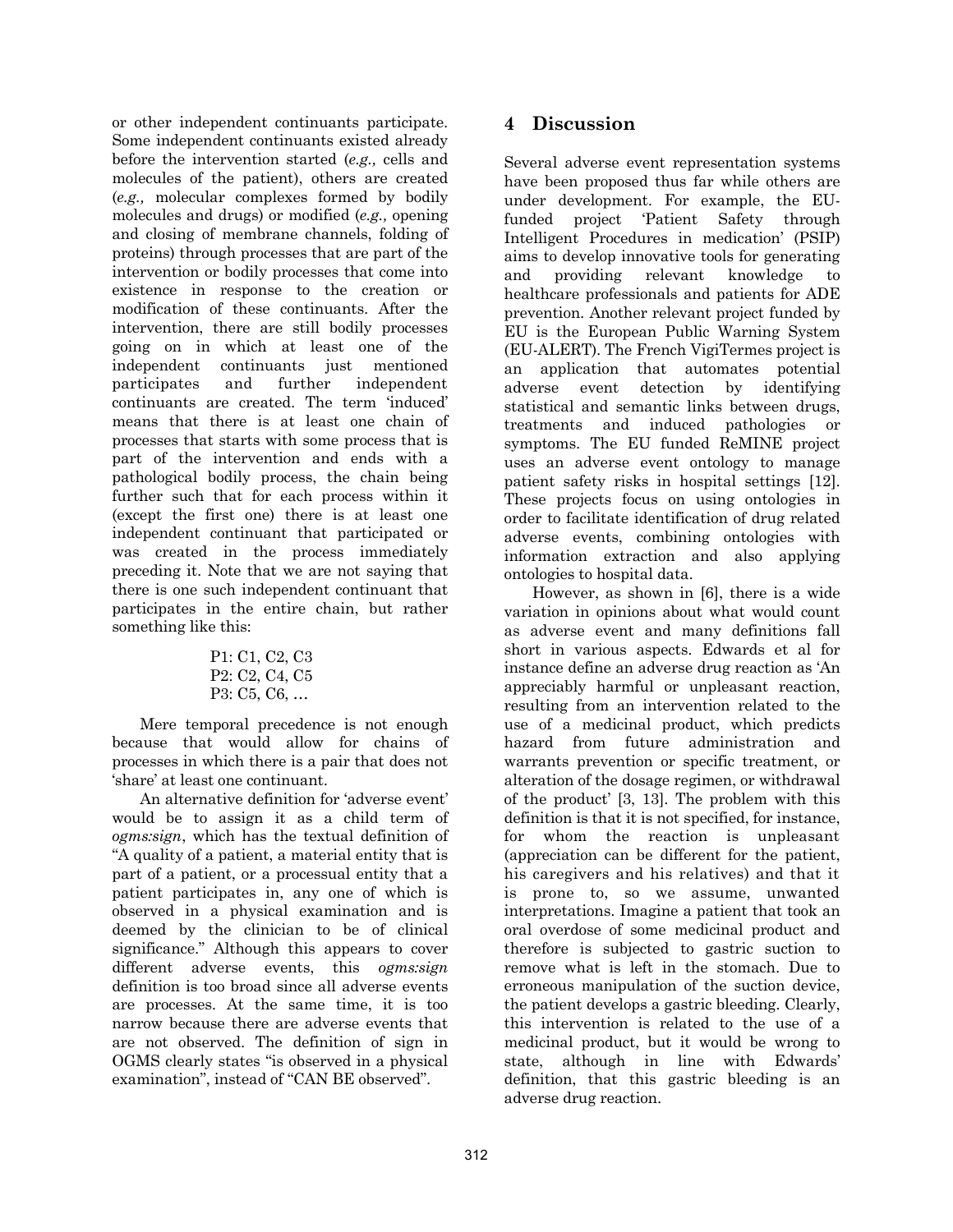or other independent continuants participate. Some independent continuants existed already before the intervention started (*e.g.,* cells and molecules of the patient), others are created (*e.g.,* molecular complexes formed by bodily molecules and drugs) or modified (*e.g.,* opening and closing of membrane channels, folding of proteins) through processes that are part of the intervention or bodily processes that come into existence in response to the creation or modification of these continuants. After the intervention, there are still bodily processes going on in which at least one of the independent continuants just mentioned participates and further independent continuants are created. The term 'induced' means that there is at least one chain of processes that starts with some process that is part of the intervention and ends with a pathological bodily process, the chain being further such that for each process within it (except the first one) there is at least one independent continuant that participated or was created in the process immediately preceding it. Note that we are not saying that there is one such independent continuant that participates in the entire chain, but rather something like this:

P1: C1, C2, C3
P2: C2, C4, C5
P3: C5, C6, …

Mere temporal precedence is not enough because that would allow for chains of processes in which there is a pair that does not 'share' at least one continuant.

An alternative definition for 'adverse event' would be to assign it as a child term of *ogms:sign*, which has the textual definition of "A quality of a patient, a material entity that is part of a patient, or a processual entity that a patient participates in, any one of which is observed in a physical examination and is deemed by the clinician to be of clinical significance." Although this appears to cover different adverse events, this *ogms:sign* definition is too broad since all adverse events are processes. At the same time, it is too narrow because there are adverse events that are not observed. The definition of sign in OGMS clearly states "is observed in a physical examination", instead of "CAN BE observed".

## 4 Discussion

Several adverse event representation systems have been proposed thus far while others are under development. For example, the EU-funded project 'Patient Safety through Intelligent Procedures in medication' (PSIP) aims to develop innovative tools for generating and providing relevant knowledge to healthcare professionals and patients for ADE prevention. Another relevant project funded by EU is the European Public Warning System (EU-ALERT). The French VigiTermes project is an application that automates potential adverse event detection by identifying statistical and semantic links between drugs, treatments and induced pathologies or symptoms. The EU funded ReMINE project uses an adverse event ontology to manage patient safety risks in hospital settings [12]. These projects focus on using ontologies in order to facilitate identification of drug related adverse events, combining ontologies with information extraction and also applying ontologies to hospital data.

However, as shown in [6], there is a wide variation in opinions about what would count as adverse event and many definitions fall short in various aspects. Edwards et al for instance define an adverse drug reaction as 'An appreciably harmful or unpleasant reaction, resulting from an intervention related to the use of a medicinal product, which predicts hazard from future administration and warrants prevention or specific treatment, or alteration of the dosage regimen, or withdrawal of the product' [3, 13]. The problem with this definition is that it is not specified, for instance, for whom the reaction is unpleasant (appreciation can be different for the patient, his caregivers and his relatives) and that it is prone to, so we assume, unwanted interpretations. Imagine a patient that took an oral overdose of some medicinal product and therefore is subjected to gastric suction to remove what is left in the stomach. Due to erroneous manipulation of the suction device, the patient develops a gastric bleeding. Clearly, this intervention is related to the use of a medicinal product, but it would be wrong to state, although in line with Edwards' definition, that this gastric bleeding is an adverse drug reaction.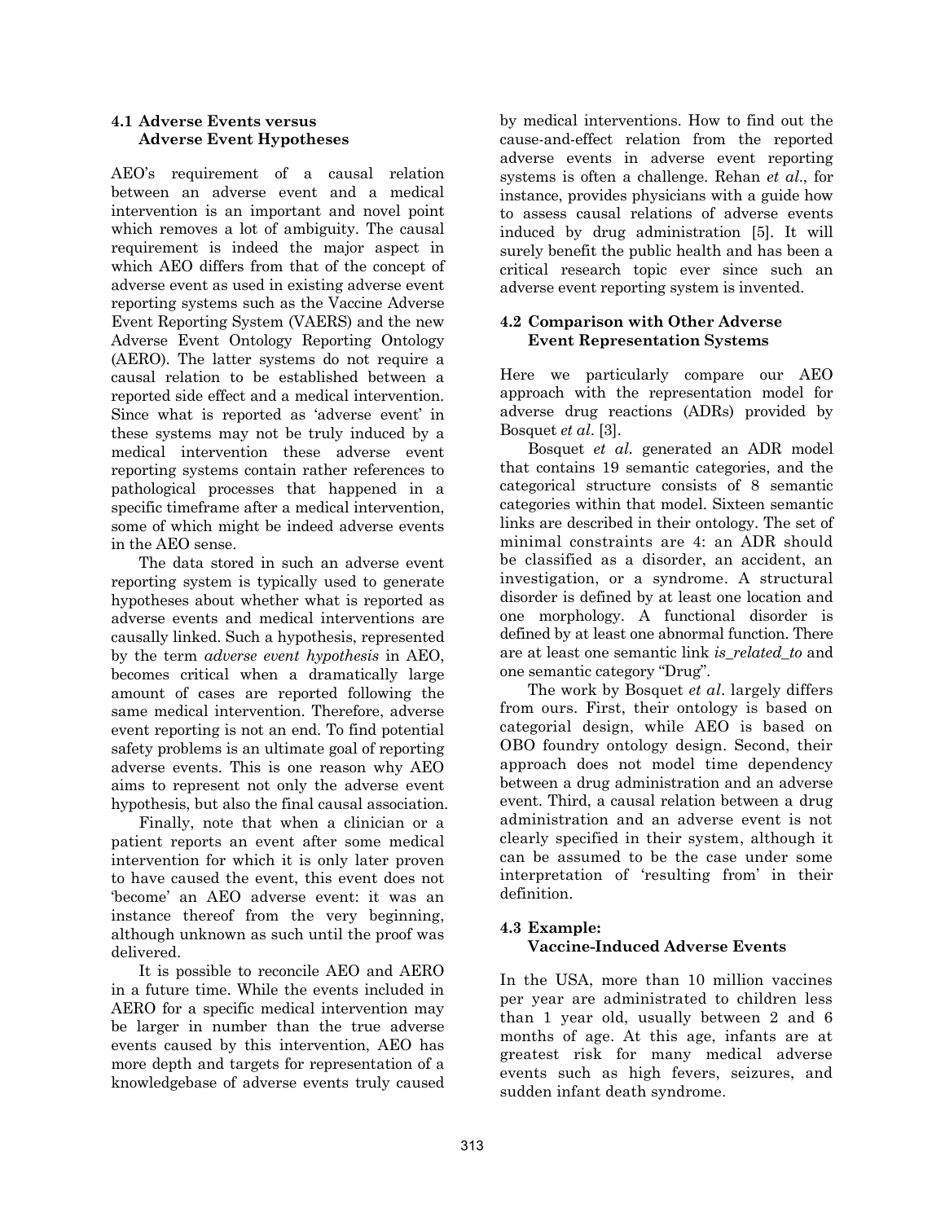### 4.1 Adverse Events versus Adverse Event Hypotheses

AEO's requirement of a causal relation between an adverse event and a medical intervention is an important and novel point which removes a lot of ambiguity. The causal requirement is indeed the major aspect in which AEO differs from that of the concept of adverse event as used in existing adverse event reporting systems such as the Vaccine Adverse Event Reporting System (VAERS) and the new Adverse Event Ontology Reporting Ontology (AERO). The latter systems do not require a causal relation to be established between a reported side effect and a medical intervention. Since what is reported as 'adverse event' in these systems may not be truly induced by a medical intervention these adverse event reporting systems contain rather references to pathological processes that happened in a specific timeframe after a medical intervention, some of which might be indeed adverse events in the AEO sense.

The data stored in such an adverse event reporting system is typically used to generate hypotheses about whether what is reported as adverse events and medical interventions are causally linked. Such a hypothesis, represented by the term *adverse event hypothesis* in AEO, becomes critical when a dramatically large amount of cases are reported following the same medical intervention. Therefore, adverse event reporting is not an end. To find potential safety problems is an ultimate goal of reporting adverse events. This is one reason why AEO aims to represent not only the adverse event hypothesis, but also the final causal association.

Finally, note that when a clinician or a patient reports an event after some medical intervention for which it is only later proven to have caused the event, this event does not 'become' an AEO adverse event: it was an instance thereof from the very beginning, although unknown as such until the proof was delivered.

It is possible to reconcile AEO and AERO in a future time. While the events included in AERO for a specific medical intervention may be larger in number than the true adverse events caused by this intervention, AEO has more depth and targets for representation of a knowledgebase of adverse events truly caused by medical interventions. How to find out the cause-and-effect relation from the reported adverse events in adverse event reporting systems is often a challenge. Rehan *et al*., for instance, provides physicians with a guide how to assess causal relations of adverse events induced by drug administration [5]. It will surely benefit the public health and has been a critical research topic ever since such an adverse event reporting system is invented.

### 4.2 Comparison with Other Adverse Event Representation Systems

Here we particularly compare our AEO approach with the representation model for adverse drug reactions (ADRs) provided by Bosquet *et al*. [3].

Bosquet *et al.* generated an ADR model that contains 19 semantic categories, and the categorical structure consists of 8 semantic categories within that model. Sixteen semantic links are described in their ontology. The set of minimal constraints are 4: an ADR should be classified as a disorder, an accident, an investigation, or a syndrome. A structural disorder is defined by at least one location and one morphology. A functional disorder is defined by at least one abnormal function. There are at least one semantic link *is_related_to* and one semantic category "Drug".

The work by Bosquet *et al*. largely differs from ours. First, their ontology is based on categorial design, while AEO is based on OBO foundry ontology design. Second, their approach does not model time dependency between a drug administration and an adverse event. Third, a causal relation between a drug administration and an adverse event is not clearly specified in their system, although it can be assumed to be the case under some interpretation of 'resulting from' in their definition.

### 4.3 Example: Vaccine-Induced Adverse Events

In the USA, more than 10 million vaccines per year are administrated to children less than 1 year old, usually between 2 and 6 months of age. At this age, infants are at greatest risk for many medical adverse events such as high fevers, seizures, and sudden infant death syndrome.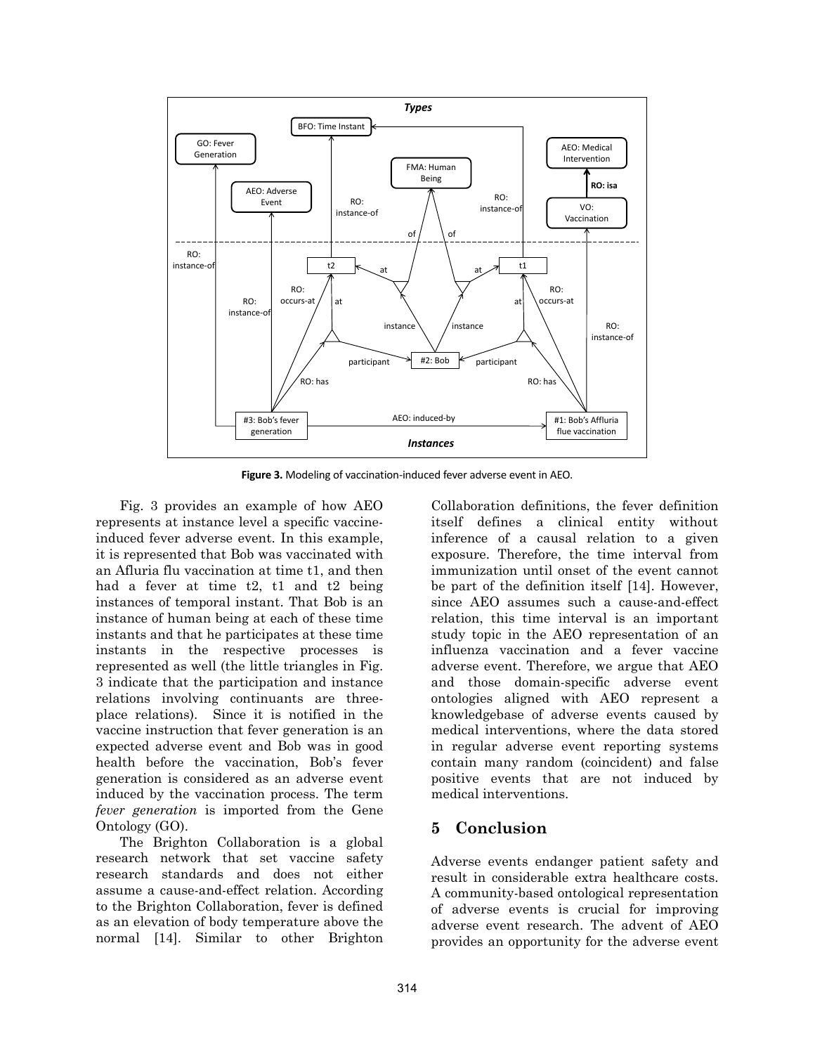**Figure 3.** Modeling of vaccination-induced fever adverse event in AEO.

Fig. 3 provides an example of how AEO represents at instance level a specific vaccine-induced fever adverse event. In this example, it is represented that Bob was vaccinated with an Afluria flu vaccination at time t1, and then had a fever at time t2, t1 and t2 being instances of temporal instant. That Bob is an instance of human being at each of these time instants and that he participates at these time instants in the respective processes is represented as well (the little triangles in Fig. 3 indicate that the participation and instance relations involving continuants are three-place relations). Since it is notified in the vaccine instruction that fever generation is an expected adverse event and Bob was in good health before the vaccination, Bob's fever generation is considered as an adverse event induced by the vaccination process. The term *fever generation* is imported from the Gene Ontology (GO).

The Brighton Collaboration is a global research network that set vaccine safety research standards and does not either assume a cause-and-effect relation. According to the Brighton Collaboration, fever is defined as an elevation of body temperature above the normal [14]. Similar to other Brighton Collaboration definitions, the fever definition itself defines a clinical entity without inference of a causal relation to a given exposure. Therefore, the time interval from immunization until onset of the event cannot be part of the definition itself [14]. However, since AEO assumes such a cause-and-effect relation, this time interval is an important study topic in the AEO representation of an influenza vaccination and a fever vaccine adverse event. Therefore, we argue that AEO and those domain-specific adverse event ontologies aligned with AEO represent a knowledgebase of adverse events caused by medical interventions, where the data stored in regular adverse event reporting systems contain many random (coincident) and false positive events that are not induced by medical interventions.

## 5 Conclusion

Adverse events endanger patient safety and result in considerable extra healthcare costs. A community-based ontological representation of adverse events is crucial for improving adverse event research. The advent of AEO provides an opportunity for the adverse event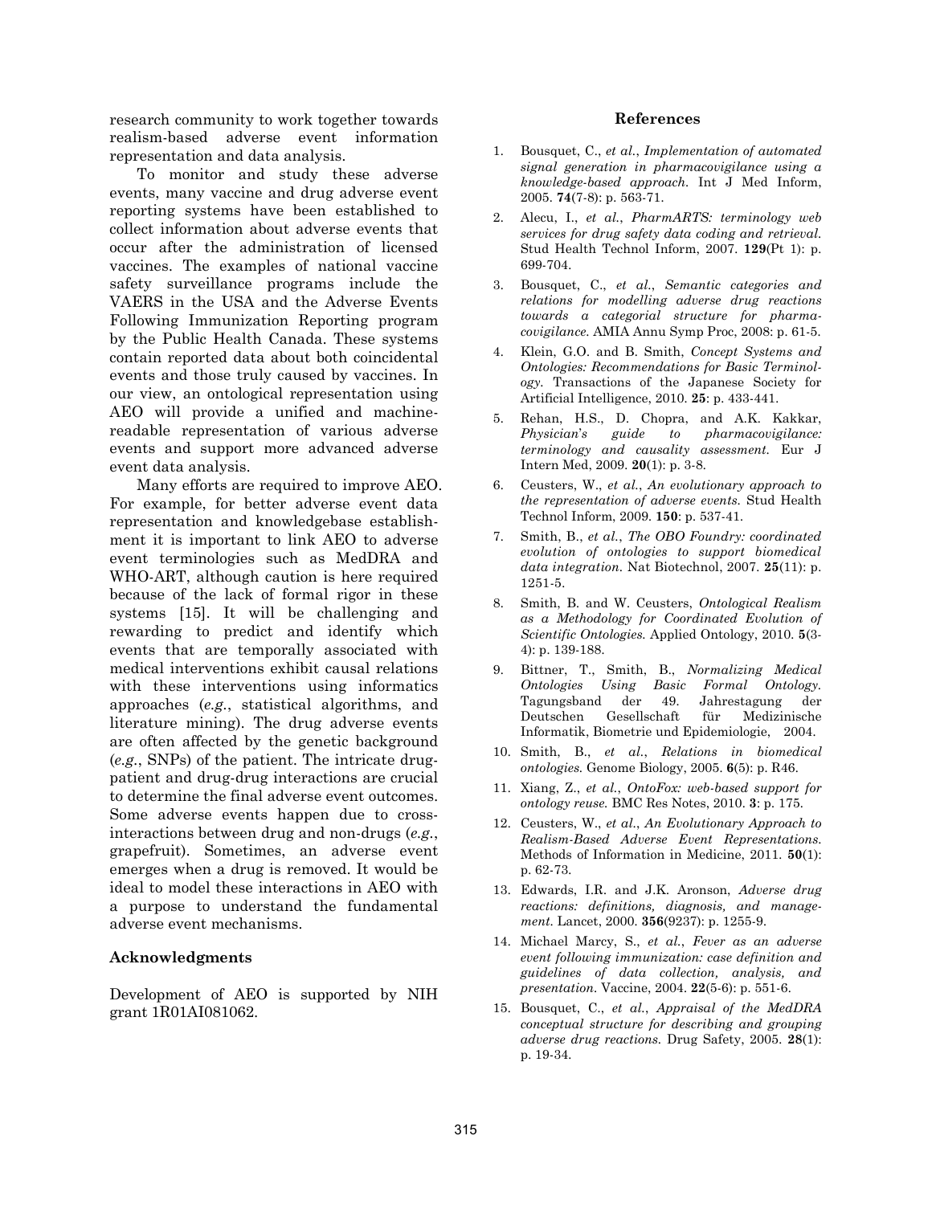research community to work together towards realism-based adverse event information representation and data analysis.

To monitor and study these adverse events, many vaccine and drug adverse event reporting systems have been established to collect information about adverse events that occur after the administration of licensed vaccines. The examples of national vaccine safety surveillance programs include the VAERS in the USA and the Adverse Events Following Immunization Reporting program by the Public Health Canada. These systems contain reported data about both coincidental events and those truly caused by vaccines. In our view, an ontological representation using AEO will provide a unified and machine-readable representation of various adverse events and support more advanced adverse event data analysis.

Many efforts are required to improve AEO. For example, for better adverse event data representation and knowledgebase establishment it is important to link AEO to adverse event terminologies such as MedDRA and WHO-ART, although caution is here required because of the lack of formal rigor in these systems [15]. It will be challenging and rewarding to predict and identify which events that are temporally associated with medical interventions exhibit causal relations with these interventions using informatics approaches (*e.g.*, statistical algorithms, and literature mining). The drug adverse events are often affected by the genetic background (*e.g.*, SNPs) of the patient. The intricate drug-patient and drug-drug interactions are crucial to determine the final adverse event outcomes. Some adverse events happen due to cross-interactions between drug and non-drugs (*e.g.*, grapefruit). Sometimes, an adverse event emerges when a drug is removed. It would be ideal to model these interactions in AEO with a purpose to understand the fundamental adverse event mechanisms.

## Acknowledgments

Development of AEO is supported by NIH grant 1R01AI081062.

## References

1. Bousquet, C., *et al.*, *Implementation of automated signal generation in pharmacovigilance using a knowledge-based approach.* Int J Med Inform, 2005. **74**(7-8): p. 563-71.
2. Alecu, I., *et al.*, *PharmARTS: terminology web services for drug safety data coding and retrieval.* Stud Health Technol Inform, 2007. **129**(Pt 1): p. 699-704.
3. Bousquet, C., *et al.*, *Semantic categories and relations for modelling adverse drug reactions towards a categorial structure for pharmacovigilance.* AMIA Annu Symp Proc, 2008: p. 61-5.
4. Klein, G.O. and B. Smith, *Concept Systems and Ontologies: Recommendations for Basic Terminology.* Transactions of the Japanese Society for Artificial Intelligence, 2010. **25**: p. 433-441.
5. Rehan, H.S., D. Chopra, and A.K. Kakkar, *Physician's guide to pharmacovigilance: terminology and causality assessment.* Eur J Intern Med, 2009. **20**(1): p. 3-8.
6. Ceusters, W., *et al.*, *An evolutionary approach to the representation of adverse events.* Stud Health Technol Inform, 2009. **150**: p. 537-41.
7. Smith, B., *et al.*, *The OBO Foundry: coordinated evolution of ontologies to support biomedical data integration.* Nat Biotechnol, 2007. **25**(11): p. 1251-5.
8. Smith, B. and W. Ceusters, *Ontological Realism as a Methodology for Coordinated Evolution of Scientific Ontologies.* Applied Ontology, 2010. **5**(3-4): p. 139-188.
9. Bittner, T., Smith, B., *Normalizing Medical Ontologies Using Basic Formal Ontology.* Tagungsband der 49. Jahrestagung der Deutschen Gesellschaft für Medizinische Informatik, Biometrie und Epidemiologie, 2004.
10. Smith, B., *et al.*, *Relations in biomedical ontologies.* Genome Biology, 2005. **6**(5): p. R46.
11. Xiang, Z., *et al.*, *OntoFox: web-based support for ontology reuse.* BMC Res Notes, 2010. **3**: p. 175.
12. Ceusters, W., *et al.*, *An Evolutionary Approach to Realism-Based Adverse Event Representations.* Methods of Information in Medicine, 2011. **50**(1): p. 62-73.
13. Edwards, I.R. and J.K. Aronson, *Adverse drug reactions: definitions, diagnosis, and management.* Lancet, 2000. **356**(9237): p. 1255-9.
14. Michael Marcy, S., *et al.*, *Fever as an adverse event following immunization: case definition and guidelines of data collection, analysis, and presentation.* Vaccine, 2004. **22**(5-6): p. 551-6.
15. Bousquet, C., *et al.*, *Appraisal of the MedDRA conceptual structure for describing and grouping adverse drug reactions.* Drug Safety, 2005. **28**(1): p. 19-34.